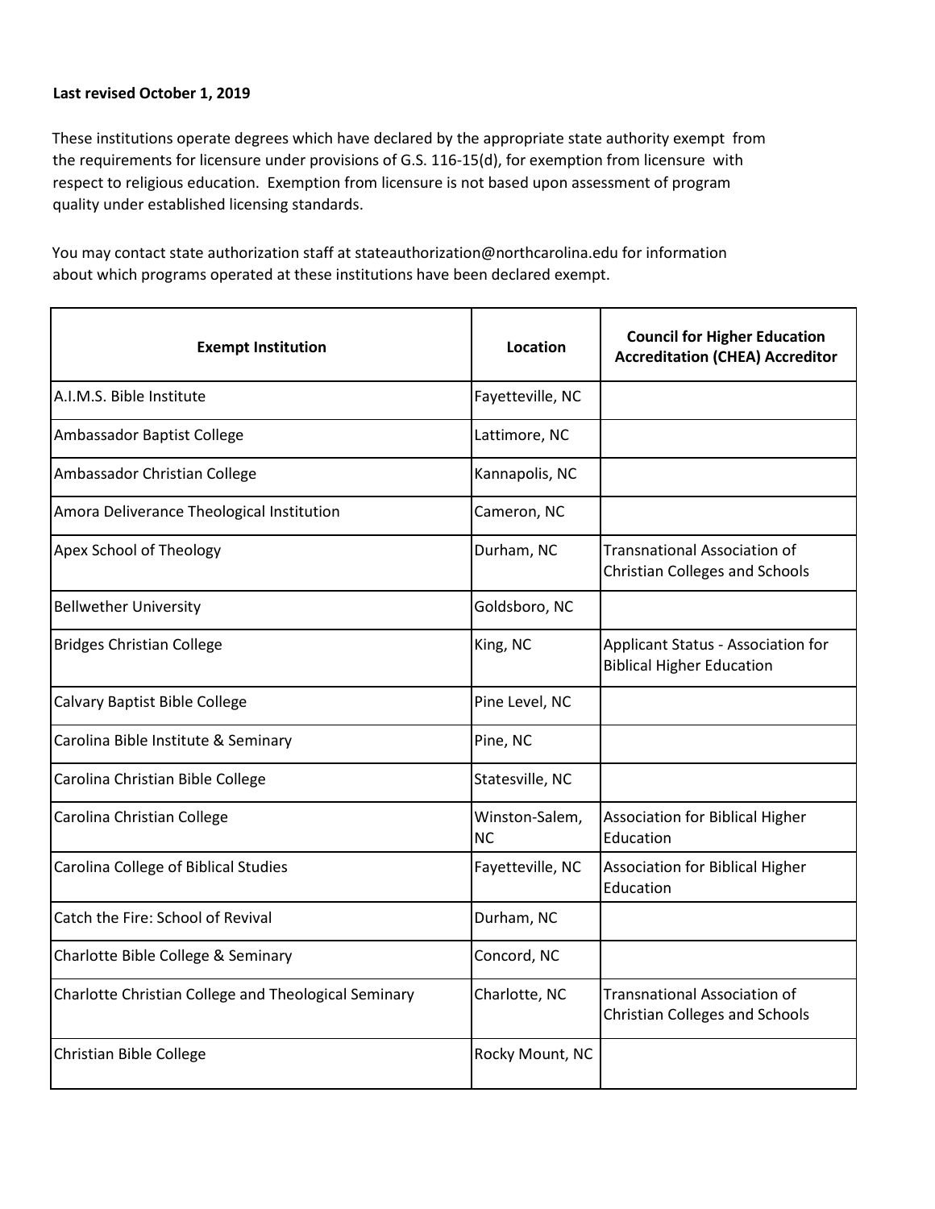**Last revised October 1, 2019**

These institutions operate degrees which have declared by the appropriate state authority exempt from the requirements for licensure under provisions of G.S. 116-15(d), for exemption from licensure with respect to religious education. Exemption from licensure is not based upon assessment of program quality under established licensing standards.

You may contact state authorization staff at stateauthorization@northcarolina.edu for information about which programs operated at these institutions have been declared exempt.

| Exempt Institution | Location | Council for Higher Education Accreditation (CHEA) Accreditor |
|---|---|---|
| A.I.M.S. Bible Institute | Fayetteville, NC | |
| Ambassador Baptist College | Lattimore, NC | |
| Ambassador Christian College | Kannapolis, NC | |
| Amora Deliverance Theological Institution | Cameron, NC | |
| Apex School of Theology | Durham, NC | Transnational Association of Christian Colleges and Schools |
| Bellwether University | Goldsboro, NC | |
| Bridges Christian College | King, NC | Applicant Status - Association for Biblical Higher Education |
| Calvary Baptist Bible College | Pine Level, NC | |
| Carolina Bible Institute & Seminary | Pine, NC | |
| Carolina Christian Bible College | Statesville, NC | |
| Carolina Christian College | Winston-Salem, NC | Association for Biblical Higher Education |
| Carolina College of Biblical Studies | Fayetteville, NC | Association for Biblical Higher Education |
| Catch the Fire: School of Revival | Durham, NC | |
| Charlotte Bible College & Seminary | Concord, NC | |
| Charlotte Christian College and Theological Seminary | Charlotte, NC | Transnational Association of Christian Colleges and Schools |
| Christian Bible College | Rocky Mount, NC | |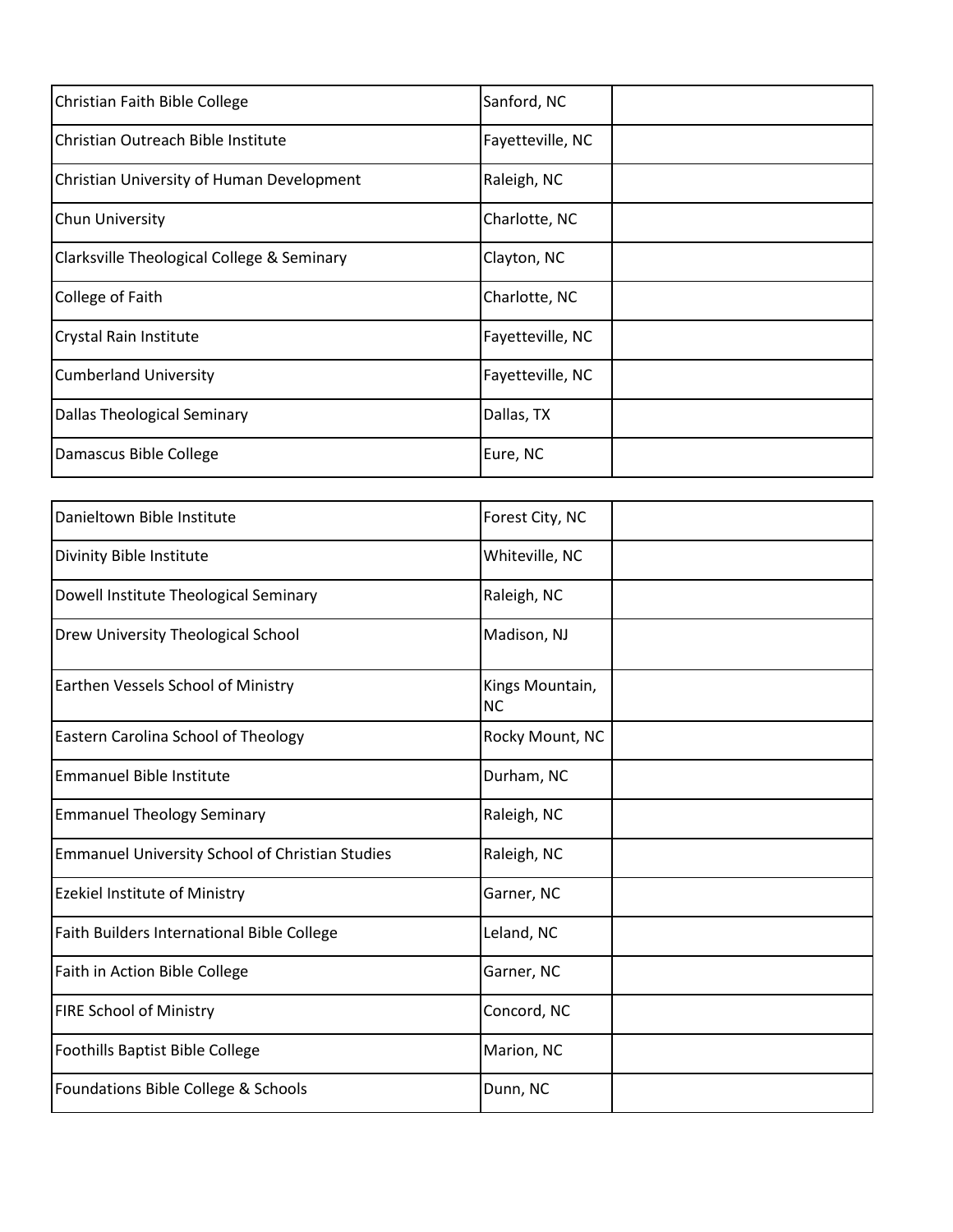| | | |
|---|---|---|
| Christian Faith Bible College | Sanford, NC | |
| Christian Outreach Bible Institute | Fayetteville, NC | |
| Christian University of Human Development | Raleigh, NC | |
| Chun University | Charlotte, NC | |
| Clarksville Theological College & Seminary | Clayton, NC | |
| College of Faith | Charlotte, NC | |
| Crystal Rain Institute | Fayetteville, NC | |
| Cumberland University | Fayetteville, NC | |
| Dallas Theological Seminary | Dallas, TX | |
| Damascus Bible College | Eure, NC | |
| Danieltown Bible Institute | Forest City, NC | |
| Divinity Bible Institute | Whiteville, NC | |
| Dowell Institute Theological Seminary | Raleigh, NC | |
| Drew University Theological School | Madison, NJ | |
| Earthen Vessels School of Ministry | Kings Mountain, NC | |
| Eastern Carolina School of Theology | Rocky Mount, NC | |
| Emmanuel Bible Institute | Durham, NC | |
| Emmanuel Theology Seminary | Raleigh, NC | |
| Emmanuel University School of Christian Studies | Raleigh, NC | |
| Ezekiel Institute of Ministry | Garner, NC | |
| Faith Builders International Bible College | Leland, NC | |
| Faith in Action Bible College | Garner, NC | |
| FIRE School of Ministry | Concord, NC | |
| Foothills Baptist Bible College | Marion, NC | |
| Foundations Bible College & Schools | Dunn, NC | |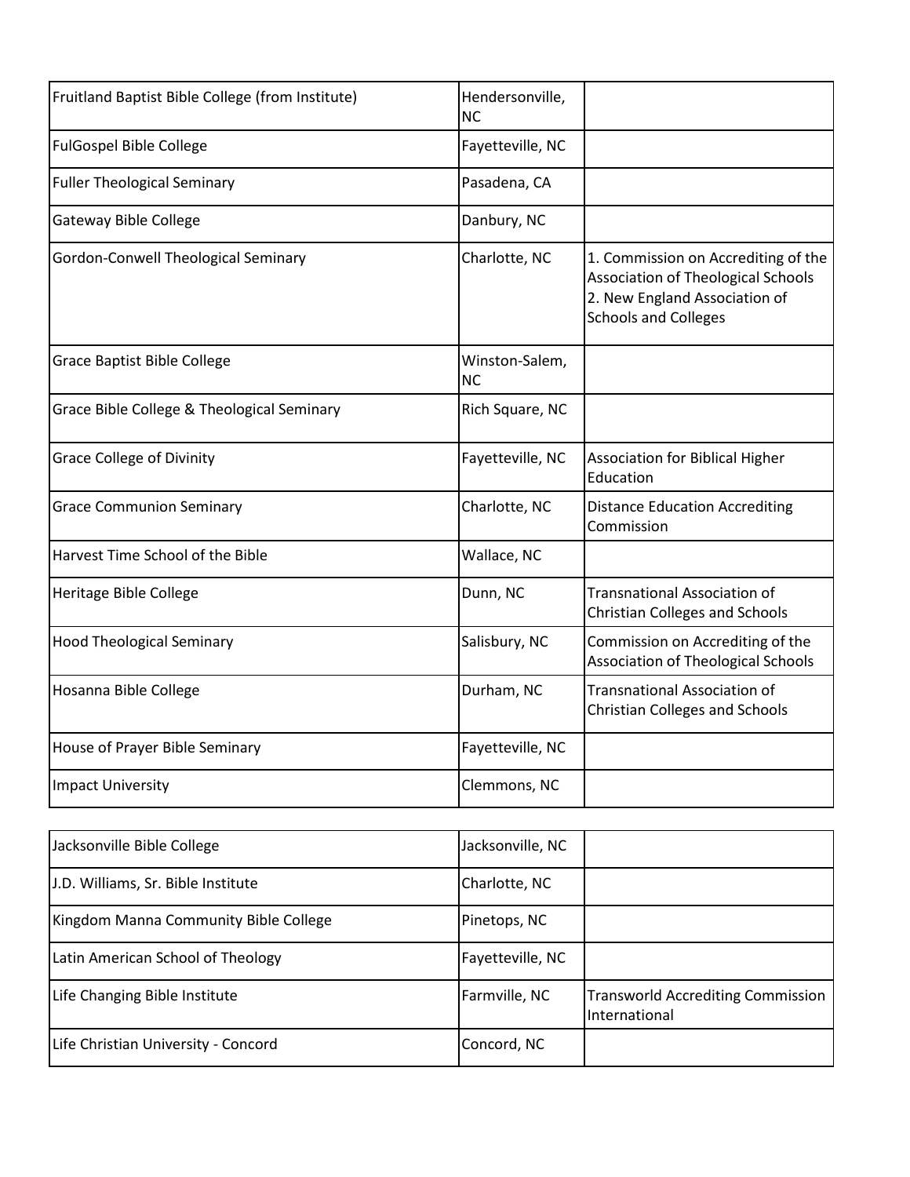| | | |
|---|---|---|
| Fruitland Baptist Bible College (from Institute) | Hendersonville, NC | |
| FulGospel Bible College | Fayetteville, NC | |
| Fuller Theological Seminary | Pasadena, CA | |
| Gateway Bible College | Danbury, NC | |
| Gordon-Conwell Theological Seminary | Charlotte, NC | 1. Commission on Accrediting of the Association of Theological Schools<br>2. New England Association of Schools and Colleges |
| Grace Baptist Bible College | Winston-Salem, NC | |
| Grace Bible College & Theological Seminary | Rich Square, NC | |
| Grace College of Divinity | Fayetteville, NC | Association for Biblical Higher Education |
| Grace Communion Seminary | Charlotte, NC | Distance Education Accrediting Commission |
| Harvest Time School of the Bible | Wallace, NC | |
| Heritage Bible College | Dunn, NC | Transnational Association of Christian Colleges and Schools |
| Hood Theological Seminary | Salisbury, NC | Commission on Accrediting of the Association of Theological Schools |
| Hosanna Bible College | Durham, NC | Transnational Association of Christian Colleges and Schools |
| House of Prayer Bible Seminary | Fayetteville, NC | |
| Impact University | Clemmons, NC | |
| Jacksonville Bible College | Jacksonville, NC | |
| J.D. Williams, Sr. Bible Institute | Charlotte, NC | |
| Kingdom Manna Community Bible College | Pinetops, NC | |
| Latin American School of Theology | Fayetteville, NC | |
| Life Changing Bible Institute | Farmville, NC | Transworld Accrediting Commission International |
| Life Christian University - Concord | Concord, NC | |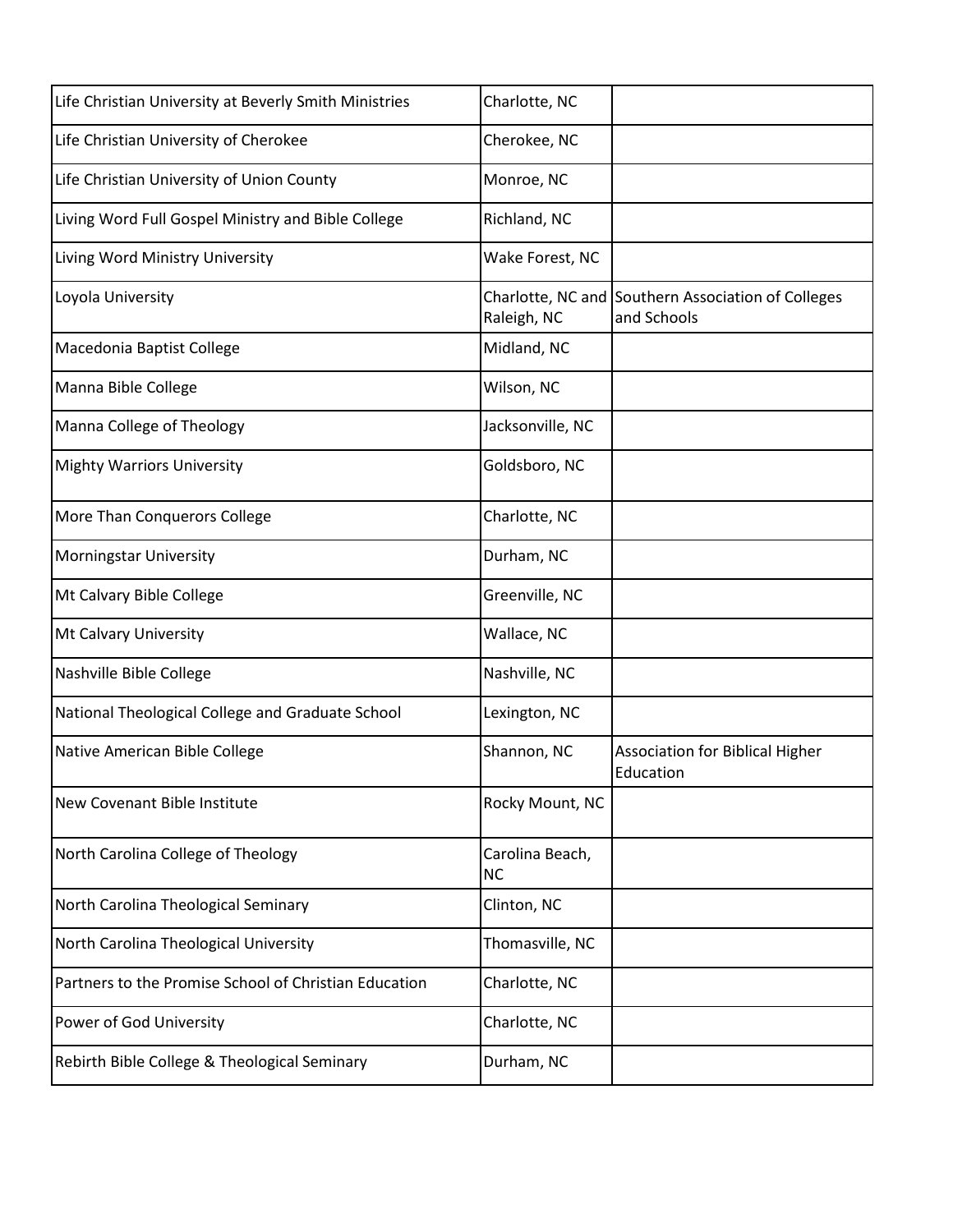| | | |
|---|---|---|
| Life Christian University at Beverly Smith Ministries | Charlotte, NC | |
| Life Christian University of Cherokee | Cherokee, NC | |
| Life Christian University of Union County | Monroe, NC | |
| Living Word Full Gospel Ministry and Bible College | Richland, NC | |
| Living Word Ministry University | Wake Forest, NC | |
| Loyola University | Charlotte, NC and Raleigh, NC | Southern Association of Colleges and Schools |
| Macedonia Baptist College | Midland, NC | |
| Manna Bible College | Wilson, NC | |
| Manna College of Theology | Jacksonville, NC | |
| Mighty Warriors University | Goldsboro, NC | |
| More Than Conquerors College | Charlotte, NC | |
| Morningstar University | Durham, NC | |
| Mt Calvary Bible College | Greenville, NC | |
| Mt Calvary University | Wallace, NC | |
| Nashville Bible College | Nashville, NC | |
| National Theological College and Graduate School | Lexington, NC | |
| Native American Bible College | Shannon, NC | Association for Biblical Higher Education |
| New Covenant Bible Institute | Rocky Mount, NC | |
| North Carolina College of Theology | Carolina Beach, NC | |
| North Carolina Theological Seminary | Clinton, NC | |
| North Carolina Theological University | Thomasville, NC | |
| Partners to the Promise School of Christian Education | Charlotte, NC | |
| Power of God University | Charlotte, NC | |
| Rebirth Bible College & Theological Seminary | Durham, NC | |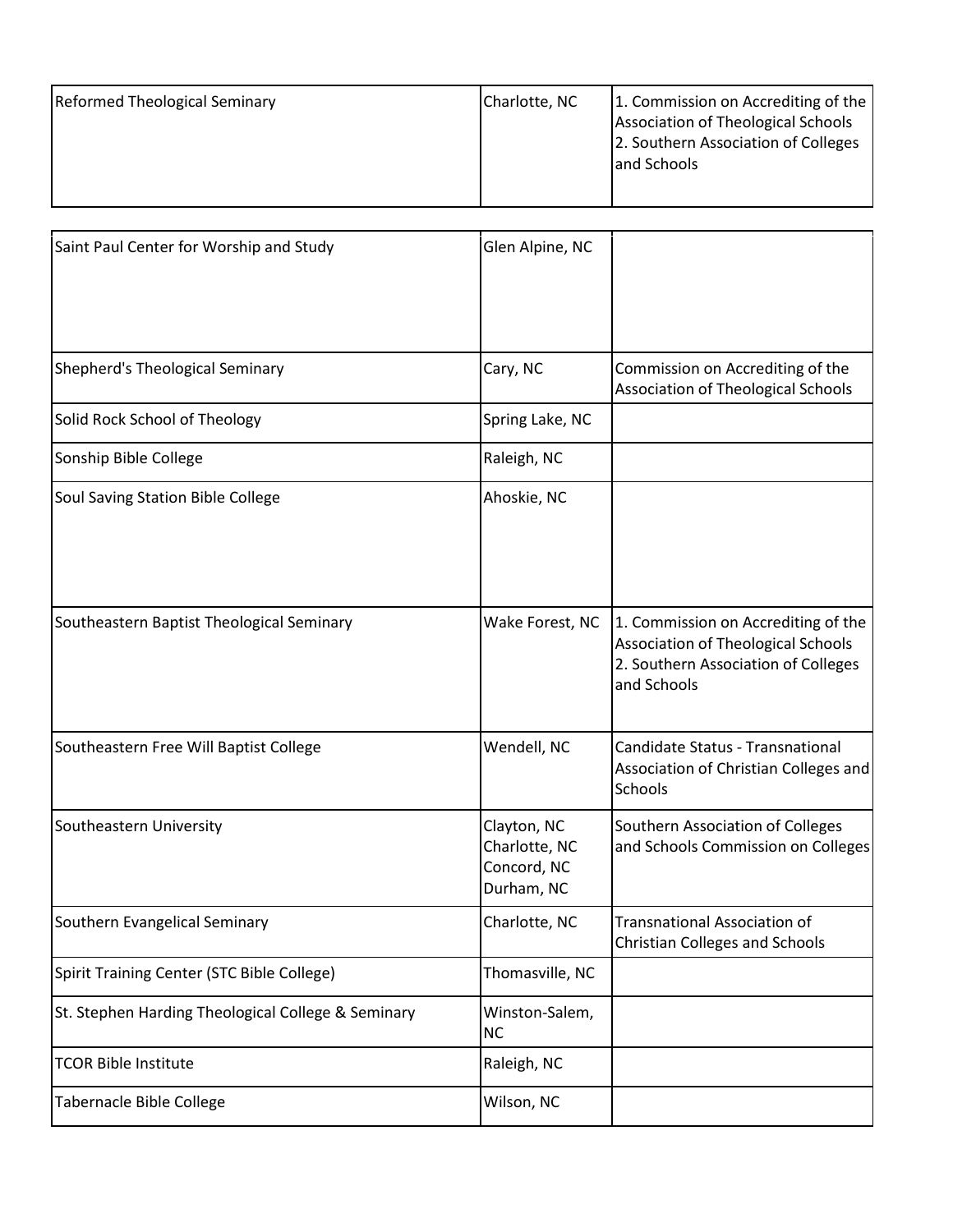| | | |
|---|---|---|
| Reformed Theological Seminary | Charlotte, NC | 1. Commission on Accrediting of the Association of Theological Schools<br>2. Southern Association of Colleges and Schools |
| Saint Paul Center for Worship and Study | Glen Alpine, NC | |
| Shepherd's Theological Seminary | Cary, NC | Commission on Accrediting of the Association of Theological Schools |
| Solid Rock School of Theology | Spring Lake, NC | |
| Sonship Bible College | Raleigh, NC | |
| Soul Saving Station Bible College | Ahoskie, NC | |
| Southeastern Baptist Theological Seminary | Wake Forest, NC | 1. Commission on Accrediting of the Association of Theological Schools<br>2. Southern Association of Colleges and Schools |
| Southeastern Free Will Baptist College | Wendell, NC | Candidate Status - Transnational Association of Christian Colleges and Schools |
| Southeastern University | Clayton, NC<br>Charlotte, NC<br>Concord, NC<br>Durham, NC | Southern Association of Colleges and Schools Commission on Colleges |
| Southern Evangelical Seminary | Charlotte, NC | Transnational Association of Christian Colleges and Schools |
| Spirit Training Center (STC Bible College) | Thomasville, NC | |
| St. Stephen Harding Theological College & Seminary | Winston-Salem, NC | |
| TCOR Bible Institute | Raleigh, NC | |
| Tabernacle Bible College | Wilson, NC | |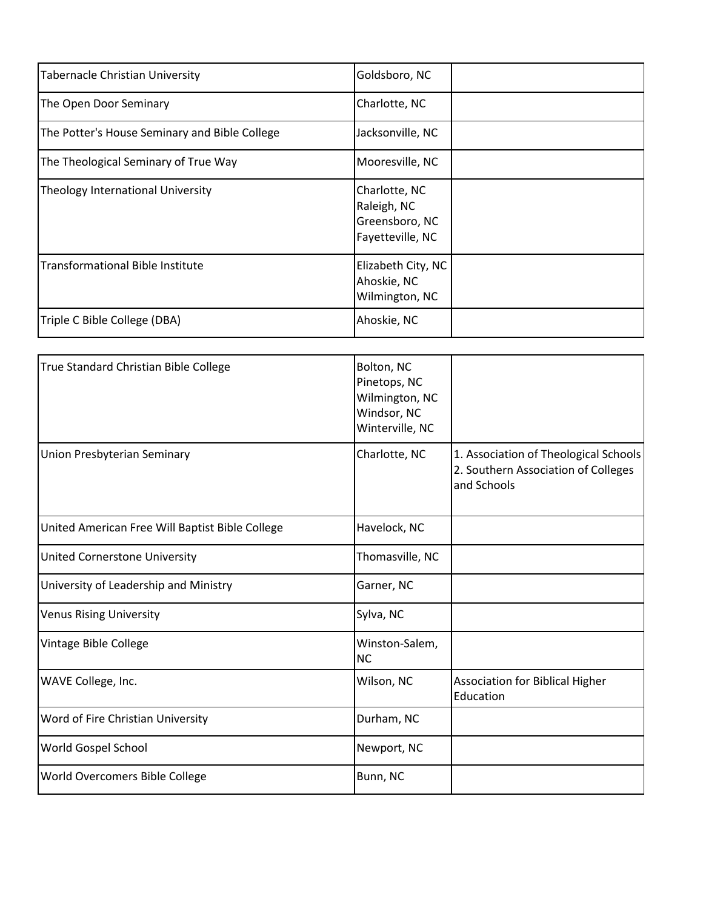| | | |
|---|---|---|
| Tabernacle Christian University | Goldsboro, NC | |
| The Open Door Seminary | Charlotte, NC | |
| The Potter's House Seminary and Bible College | Jacksonville, NC | |
| The Theological Seminary of True Way | Mooresville, NC | |
| Theology International University | Charlotte, NC<br>Raleigh, NC<br>Greensboro, NC<br>Fayetteville, NC | |
| Transformational Bible Institute | Elizabeth City, NC<br>Ahoskie, NC<br>Wilmington, NC | |
| Triple C Bible College (DBA) | Ahoskie, NC | |
| True Standard Christian Bible College | Bolton, NC<br>Pinetops, NC<br>Wilmington, NC<br>Windsor, NC<br>Winterville, NC | |
| Union Presbyterian Seminary | Charlotte, NC | 1. Association of Theological Schools<br>2. Southern Association of Colleges and Schools |
| United American Free Will Baptist Bible College | Havelock, NC | |
| United Cornerstone University | Thomasville, NC | |
| University of Leadership and Ministry | Garner, NC | |
| Venus Rising University | Sylva, NC | |
| Vintage Bible College | Winston-Salem, NC | |
| WAVE College, Inc. | Wilson, NC | Association for Biblical Higher Education |
| Word of Fire Christian University | Durham, NC | |
| World Gospel School | Newport, NC | |
| World Overcomers Bible College | Bunn, NC | |